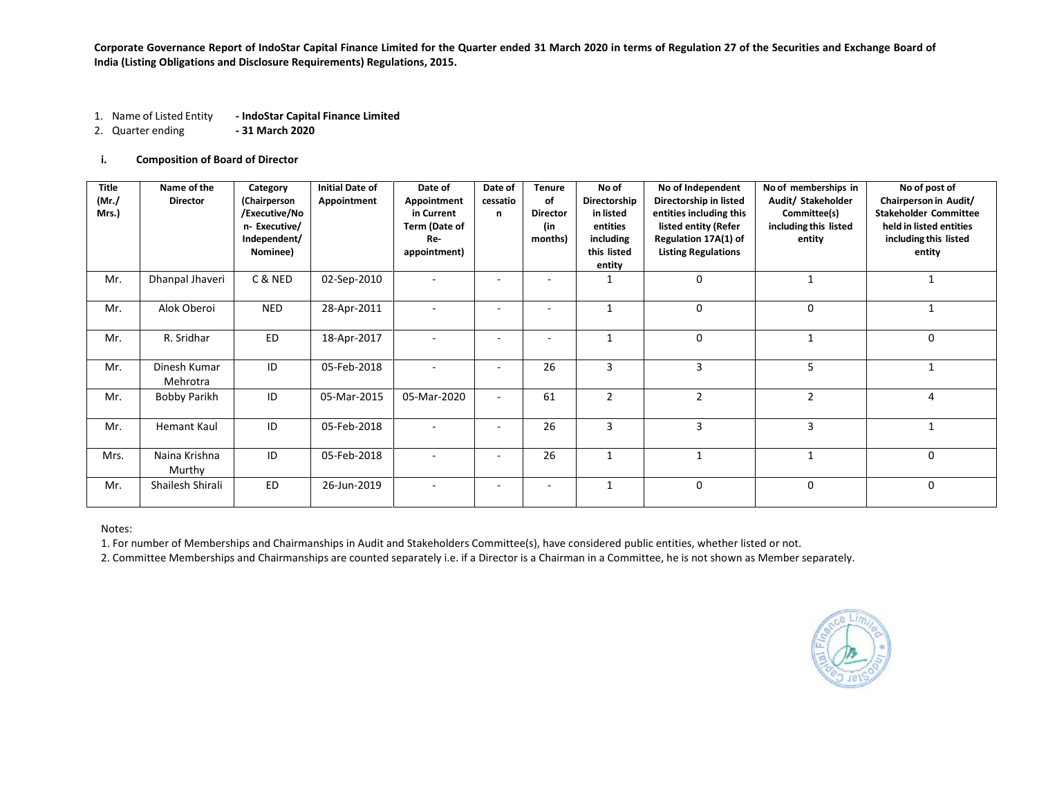**Corporate Governance Report of IndoStar Capital Finance Limited for the Quarter ended 31 March 2020 in terms of Regulation 27 of the Securities and Exchange Board of India (Listing Obligations and Disclosure Requirements) Regulations, 2015.**

1. Name of Listed Entity **- IndoStar Capital Finance Limited**
2. Quarter ending **- 31 March 2020**

### i. Composition of Board of Director

| Title (Mr./ Mrs.) | Name of the Director | Category (Chairperson /Executive/Non- Executive/ Independent/ Nominee) | Initial Date of Appointment | Date of Appointment in Current Term (Date of Re-appointment) | Date of cessation | Tenure of Director (in months) | No of Directorship in listed entities including this listed entity | No of Independent Directorship in listed entities including this listed entity (Refer Regulation 17A(1) of Listing Regulations | No of memberships in Audit/ Stakeholder Committee(s) including this listed entity | No of post of Chairperson in Audit/ Stakeholder Committee held in listed entities including this listed entity |
|---|---|---|---|---|---|---|---|---|---|---|
| Mr. | Dhanpal Jhaveri | C & NED | 02-Sep-2010 | - | - | - | 1 | 0 | 1 | 1 |
| Mr. | Alok Oberoi | NED | 28-Apr-2011 | - | - | - | 1 | 0 | 0 | 1 |
| Mr. | R. Sridhar | ED | 18-Apr-2017 | - | - | - | 1 | 0 | 1 | 0 |
| Mr. | Dinesh Kumar Mehrotra | ID | 05-Feb-2018 | - | - | 26 | 3 | 3 | 5 | 1 |
| Mr. | Bobby Parikh | ID | 05-Mar-2015 | 05-Mar-2020 | - | 61 | 2 | 2 | 2 | 4 |
| Mr. | Hemant Kaul | ID | 05-Feb-2018 | - | - | 26 | 3 | 3 | 3 | 1 |
| Mrs. | Naina Krishna Murthy | ID | 05-Feb-2018 | - | - | 26 | 1 | 1 | 1 | 0 |
| Mr. | Shailesh Shirali | ED | 26-Jun-2019 | - | - | - | 1 | 0 | 0 | 0 |

Notes:

1. For number of Memberships and Chairmanships in Audit and Stakeholders Committee(s), have considered public entities, whether listed or not.
2. Committee Memberships and Chairmanships are counted separately i.e. if a Director is a Chairman in a Committee, he is not shown as Member separately.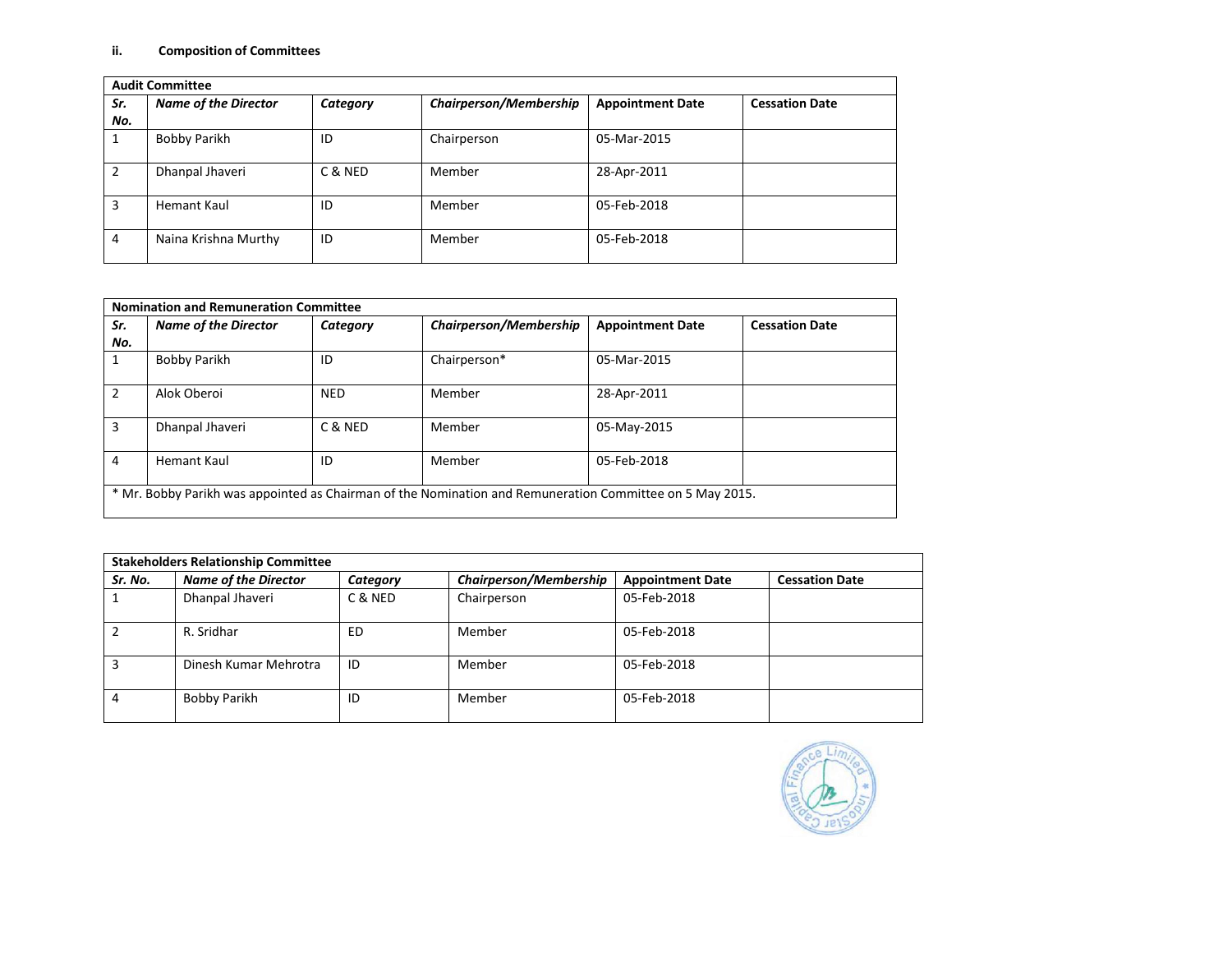**ii. Composition of Committees**

| Audit Committee | | | | | |
|---|---|---|---|---|---|
| ***Sr. No.*** | ***Name of the Director*** | ***Category*** | ***Chairperson/Membership*** | **Appointment Date** | **Cessation Date** |
| 1 | Bobby Parikh | ID | Chairperson | 05-Mar-2015 | |
| 2 | Dhanpal Jhaveri | C & NED | Member | 28-Apr-2011 | |
| 3 | Hemant Kaul | ID | Member | 05-Feb-2018 | |
| 4 | Naina Krishna Murthy | ID | Member | 05-Feb-2018 | |

| Nomination and Remuneration Committee | | | | | |
|---|---|---|---|---|---|
| ***Sr. No.*** | ***Name of the Director*** | ***Category*** | ***Chairperson/Membership*** | **Appointment Date** | **Cessation Date** |
| 1 | Bobby Parikh | ID | Chairperson* | 05-Mar-2015 | |
| 2 | Alok Oberoi | NED | Member | 28-Apr-2011 | |
| 3 | Dhanpal Jhaveri | C & NED | Member | 05-May-2015 | |
| 4 | Hemant Kaul | ID | Member | 05-Feb-2018 | |

* Mr. Bobby Parikh was appointed as Chairman of the Nomination and Remuneration Committee on 5 May 2015.

| Stakeholders Relationship Committee | | | | | |
|---|---|---|---|---|---|
| ***Sr. No.*** | ***Name of the Director*** | ***Category*** | ***Chairperson/Membership*** | **Appointment Date** | **Cessation Date** |
| 1 | Dhanpal Jhaveri | C & NED | Chairperson | 05-Feb-2018 | |
| 2 | R. Sridhar | ED | Member | 05-Feb-2018 | |
| 3 | Dinesh Kumar Mehrotra | ID | Member | 05-Feb-2018 | |
| 4 | Bobby Parikh | ID | Member | 05-Feb-2018 | |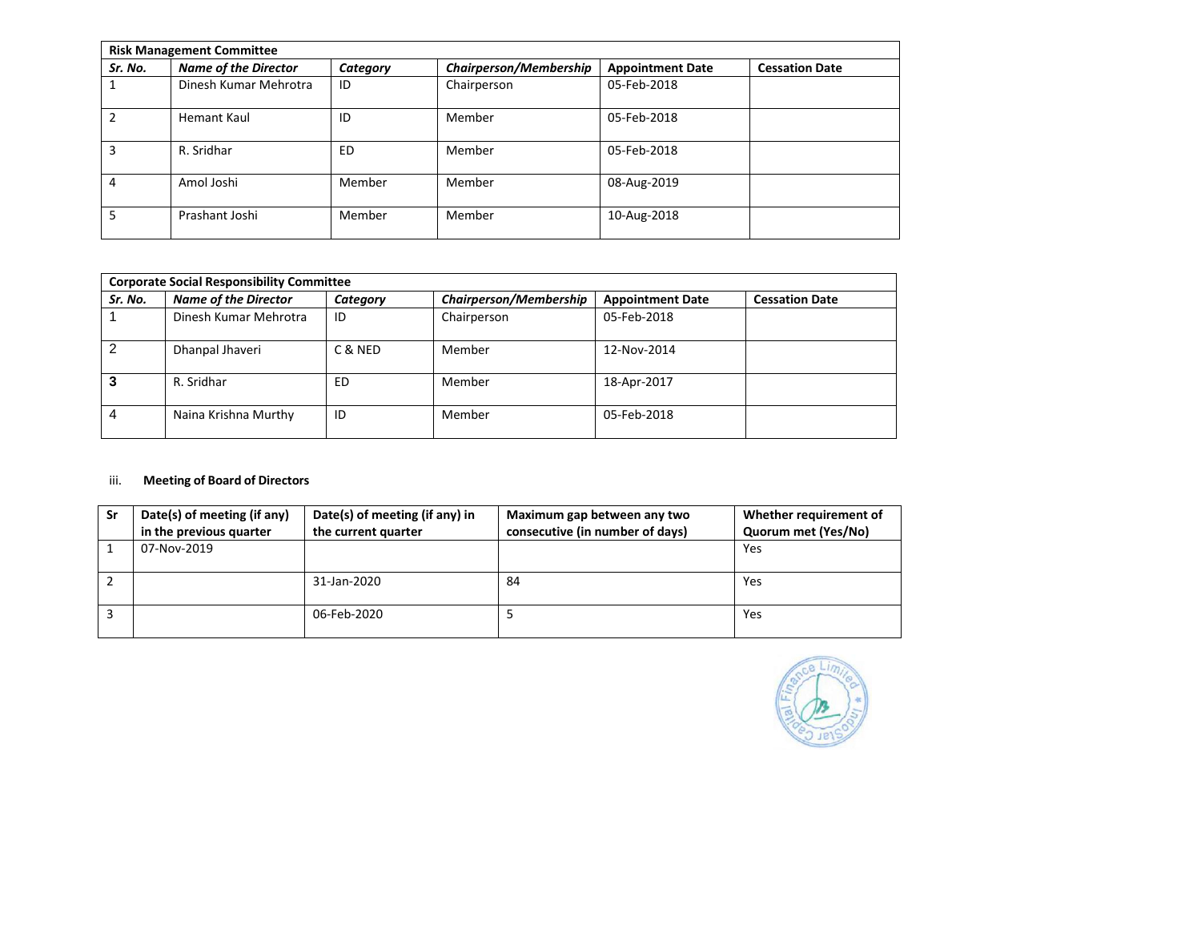| **Risk Management Committee** | | | | | |
|---|---|---|---|---|---|
| ***Sr. No.*** | ***Name of the Director*** | ***Category*** | ***Chairperson/Membership*** | **Appointment Date** | **Cessation Date** |
| 1 | Dinesh Kumar Mehrotra | ID | Chairperson | 05-Feb-2018 | |
| 2 | Hemant Kaul | ID | Member | 05-Feb-2018 | |
| 3 | R. Sridhar | ED | Member | 05-Feb-2018 | |
| 4 | Amol Joshi | Member | Member | 08-Aug-2019 | |
| 5 | Prashant Joshi | Member | Member | 10-Aug-2018 | |

| **Corporate Social Responsibility Committee** | | | | | |
|---|---|---|---|---|---|
| ***Sr. No.*** | ***Name of the Director*** | ***Category*** | ***Chairperson/Membership*** | **Appointment Date** | **Cessation Date** |
| 1 | Dinesh Kumar Mehrotra | ID | Chairperson | 05-Feb-2018 | |
| 2 | Dhanpal Jhaveri | C & NED | Member | 12-Nov-2014 | |
| 3 | R. Sridhar | ED | Member | 18-Apr-2017 | |
| 4 | Naina Krishna Murthy | ID | Member | 05-Feb-2018 | |

iii. **Meeting of Board of Directors**

| **Sr** | **Date(s) of meeting (if any) in the previous quarter** | **Date(s) of meeting (if any) in the current quarter** | **Maximum gap between any two consecutive (in number of days)** | **Whether requirement of Quorum met (Yes/No)** |
|---|---|---|---|---|
| 1 | 07-Nov-2019 | | | Yes |
| 2 | | 31-Jan-2020 | 84 | Yes |
| 3 | | 06-Feb-2020 | 5 | Yes |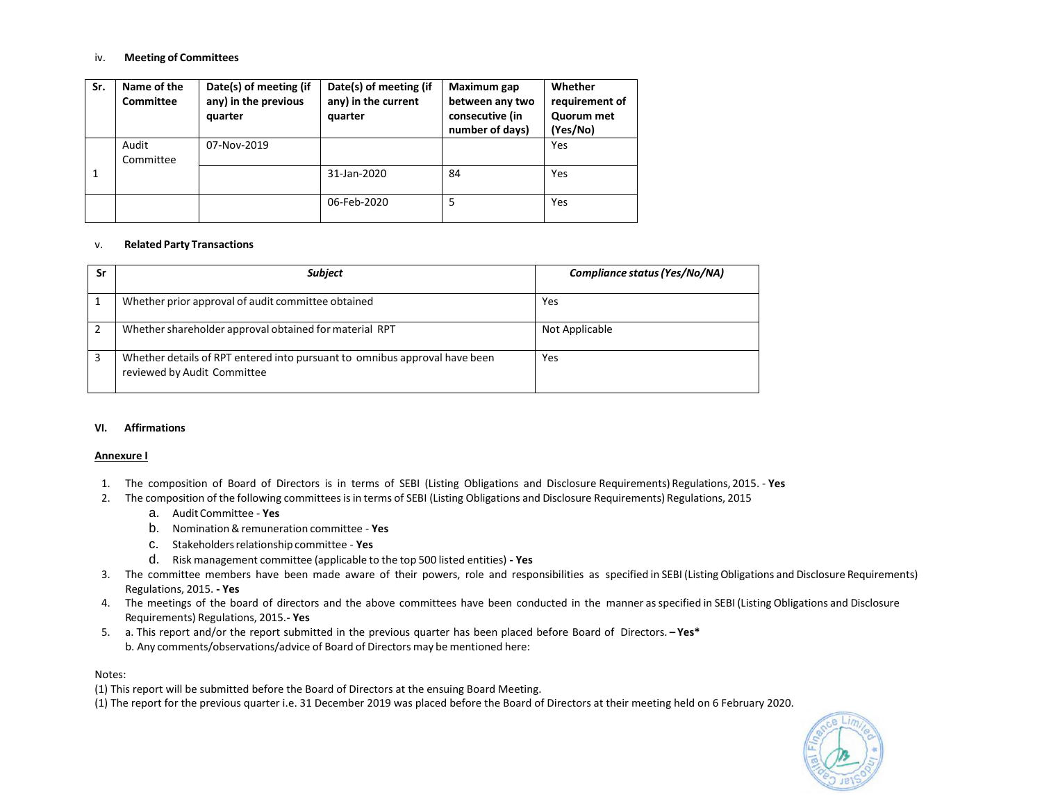iv. **Meeting of Committees**

| Sr. | Name of the Committee | Date(s) of meeting (if any) in the previous quarter | Date(s) of meeting (if any) in the current quarter | Maximum gap between any two consecutive (in number of days) | Whether requirement of Quorum met (Yes/No) |
|---|---|---|---|---|---|
| 1 | Audit Committee | 07-Nov-2019 | | | Yes |
| | | | 31-Jan-2020 | 84 | Yes |
| | | | 06-Feb-2020 | 5 | Yes |

v. **Related Party Transactions**

| Sr | *Subject* | *Compliance status (Yes/No/NA)* |
|---|---|---|
| 1 | Whether prior approval of audit committee obtained | Yes |
| 2 | Whether shareholder approval obtained for material RPT | Not Applicable |
| 3 | Whether details of RPT entered into pursuant to omnibus approval have been reviewed by Audit Committee | Yes |

**VI. Affirmations**

**Annexure I**

1. The composition of Board of Directors is in terms of SEBI (Listing Obligations and Disclosure Requirements) Regulations, 2015. - **Yes**
2. The composition of the following committees is in terms of SEBI (Listing Obligations and Disclosure Requirements) Regulations, 2015
   a. Audit Committee - **Yes**
   b. Nomination & remuneration committee - **Yes**
   c. Stakeholders relationship committee - **Yes**
   d. Risk management committee (applicable to the top 500 listed entities) **- Yes**
3. The committee members have been made aware of their powers, role and responsibilities as specified in SEBI (Listing Obligations and Disclosure Requirements) Regulations, 2015. **- Yes**
4. The meetings of the board of directors and the above committees have been conducted in the manner as specified in SEBI (Listing Obligations and Disclosure Requirements) Regulations, 2015.**- Yes**
5. a. This report and/or the report submitted in the previous quarter has been placed before Board of Directors. **– Yes***
   b. Any comments/observations/advice of Board of Directors may be mentioned here:

Notes:

(1) This report will be submitted before the Board of Directors at the ensuing Board Meeting.

(1) The report for the previous quarter i.e. 31 December 2019 was placed before the Board of Directors at their meeting held on 6 February 2020.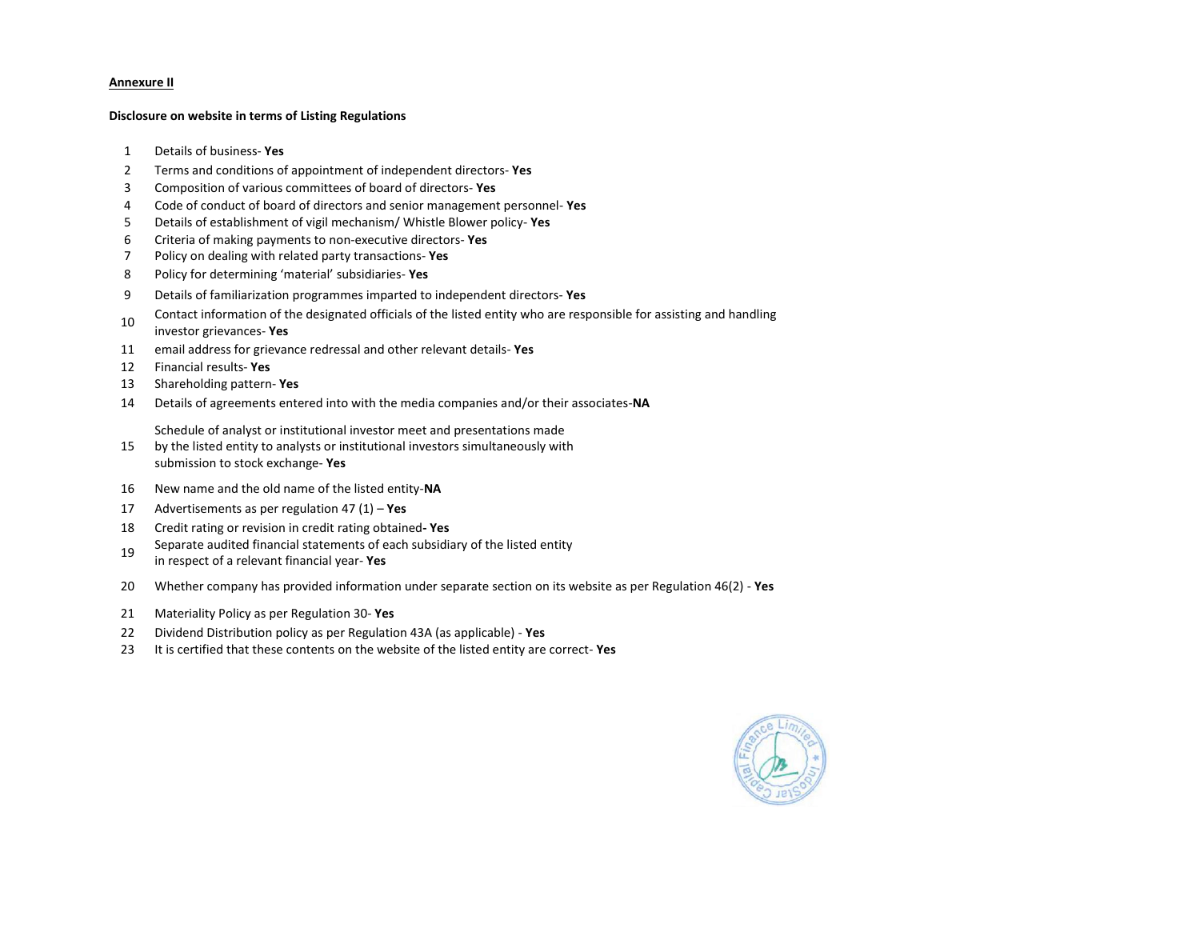**Annexure II**

**Disclosure on website in terms of Listing Regulations**

1. Details of business- **Yes**
2. Terms and conditions of appointment of independent directors- **Yes**
3. Composition of various committees of board of directors- **Yes**
4. Code of conduct of board of directors and senior management personnel- **Yes**
5. Details of establishment of vigil mechanism/ Whistle Blower policy- **Yes**
6. Criteria of making payments to non-executive directors- **Yes**
7. Policy on dealing with related party transactions- **Yes**
8. Policy for determining 'material' subsidiaries- **Yes**
9. Details of familiarization programmes imparted to independent directors- **Yes**
10. Contact information of the designated officials of the listed entity who are responsible for assisting and handling investor grievances- **Yes**
11. email address for grievance redressal and other relevant details- **Yes**
12. Financial results- **Yes**
13. Shareholding pattern- **Yes**
14. Details of agreements entered into with the media companies and/or their associates-**NA**
15. Schedule of analyst or institutional investor meet and presentations made by the listed entity to analysts or institutional investors simultaneously with submission to stock exchange- **Yes**
16. New name and the old name of the listed entity-**NA**
17. Advertisements as per regulation 47 (1) – **Yes**
18. Credit rating or revision in credit rating obtained**- Yes**
19. Separate audited financial statements of each subsidiary of the listed entity in respect of a relevant financial year- **Yes**
20. Whether company has provided information under separate section on its website as per Regulation 46(2) - **Yes**
21. Materiality Policy as per Regulation 30- **Yes**
22. Dividend Distribution policy as per Regulation 43A (as applicable) - **Yes**
23. It is certified that these contents on the website of the listed entity are correct- **Yes**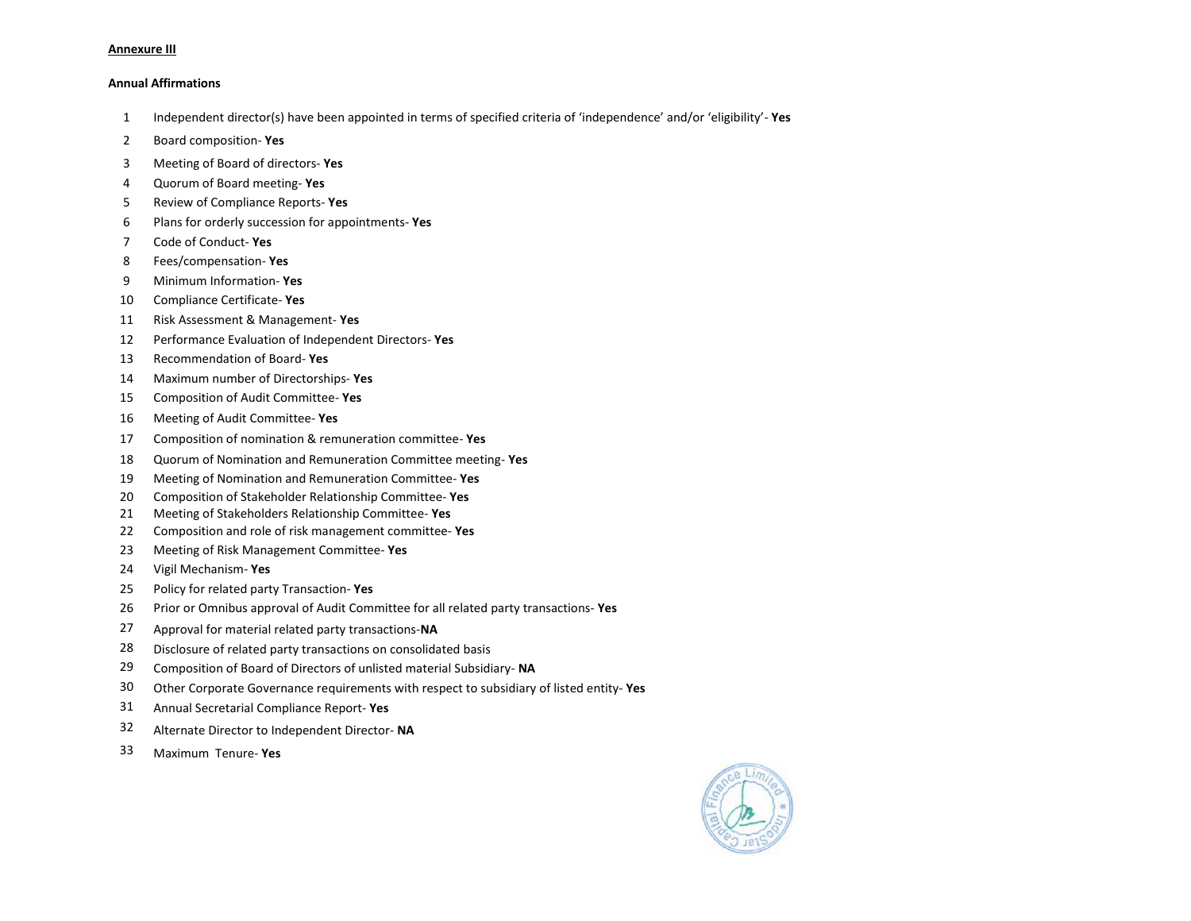**Annexure III**

**Annual Affirmations**

1. Independent director(s) have been appointed in terms of specified criteria of 'independence' and/or 'eligibility'- **Yes**
2. Board composition- **Yes**
3. Meeting of Board of directors- **Yes**
4. Quorum of Board meeting- **Yes**
5. Review of Compliance Reports- **Yes**
6. Plans for orderly succession for appointments- **Yes**
7. Code of Conduct- **Yes**
8. Fees/compensation- **Yes**
9. Minimum Information- **Yes**
10. Compliance Certificate- **Yes**
11. Risk Assessment & Management- **Yes**
12. Performance Evaluation of Independent Directors- **Yes**
13. Recommendation of Board- **Yes**
14. Maximum number of Directorships- **Yes**
15. Composition of Audit Committee- **Yes**
16. Meeting of Audit Committee- **Yes**
17. Composition of nomination & remuneration committee- **Yes**
18. Quorum of Nomination and Remuneration Committee meeting- **Yes**
19. Meeting of Nomination and Remuneration Committee- **Yes**
20. Composition of Stakeholder Relationship Committee- **Yes**
21. Meeting of Stakeholders Relationship Committee- **Yes**
22. Composition and role of risk management committee- **Yes**
23. Meeting of Risk Management Committee- **Yes**
24. Vigil Mechanism- **Yes**
25. Policy for related party Transaction- **Yes**
26. Prior or Omnibus approval of Audit Committee for all related party transactions- **Yes**
27. Approval for material related party transactions-**NA**
28. Disclosure of related party transactions on consolidated basis
29. Composition of Board of Directors of unlisted material Subsidiary- **NA**
30. Other Corporate Governance requirements with respect to subsidiary of listed entity- **Yes**
31. Annual Secretarial Compliance Report- **Yes**
32. Alternate Director to Independent Director- **NA**
33. Maximum Tenure- **Yes**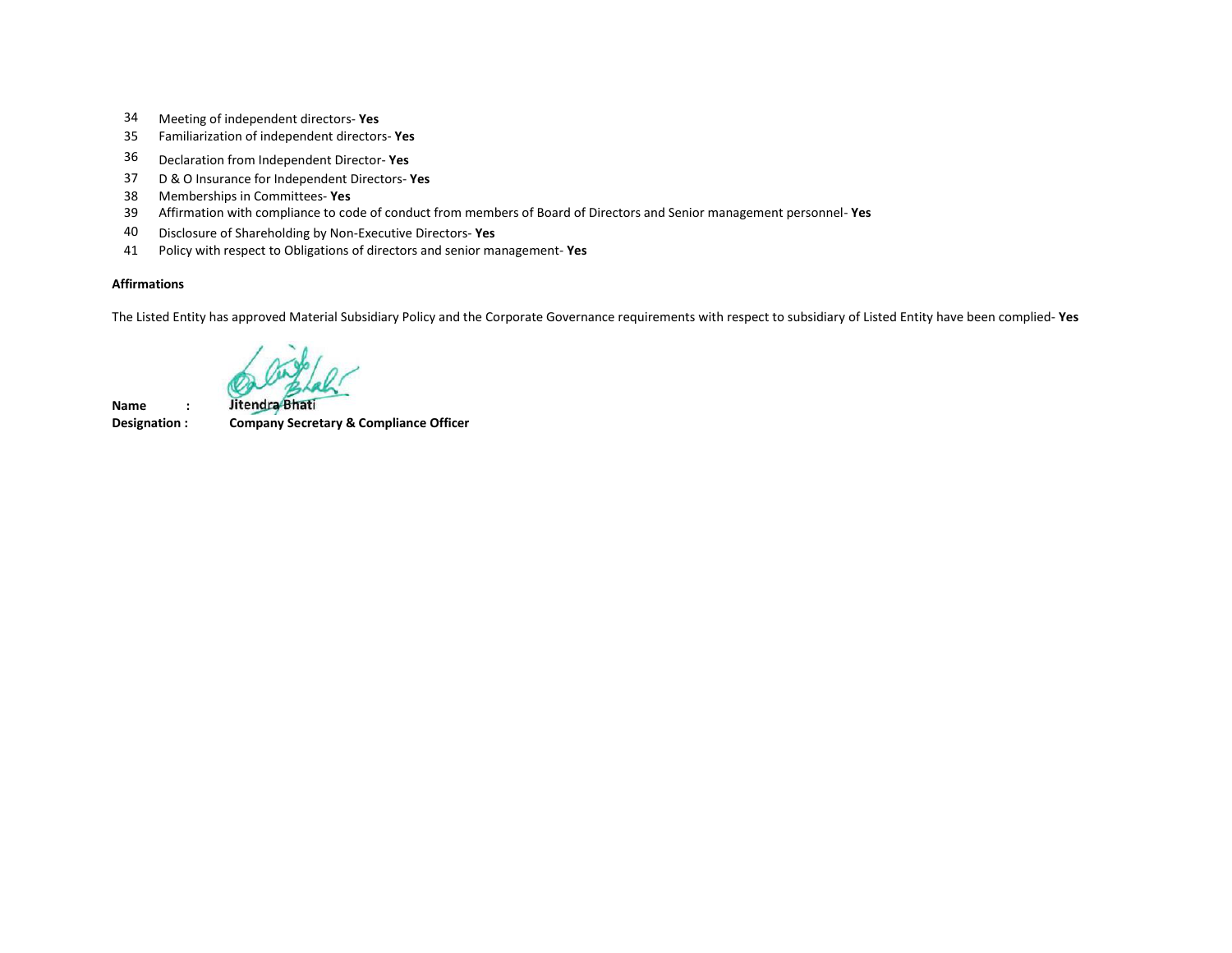34 Meeting of independent directors- **Yes**

35 Familiarization of independent directors- **Yes**

36 Declaration from Independent Director- **Yes**

37 D & O Insurance for Independent Directors- **Yes**

38 Memberships in Committees- **Yes**

39 Affirmation with compliance to code of conduct from members of Board of Directors and Senior management personnel- **Yes**

40 Disclosure of Shareholding by Non-Executive Directors- **Yes**

41 Policy with respect to Obligations of directors and senior management- **Yes**

**Affirmations**

The Listed Entity has approved Material Subsidiary Policy and the Corporate Governance requirements with respect to subsidiary of Listed Entity have been complied- **Yes**

**Name : Jitendra Bhati**

**Designation : Company Secretary & Compliance Officer**